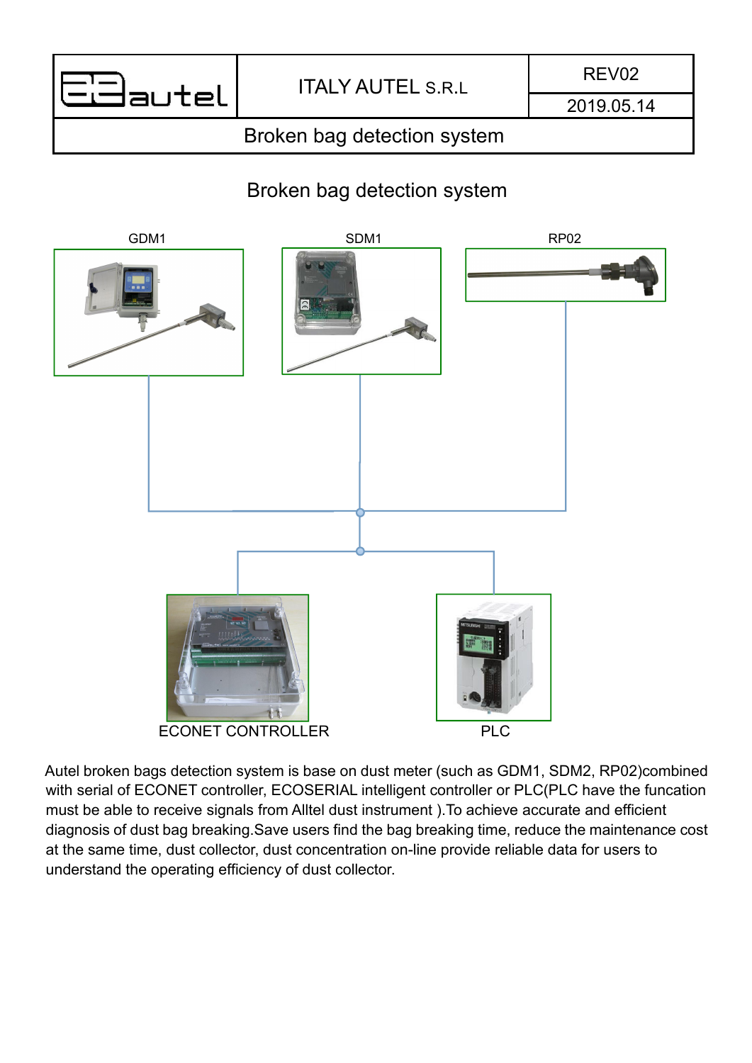| autel | ITALY AUTEL S.R.L | REV02 |
|---|---|---|
| | | 2019.05.14 |
| Broken bag detection system | | |

# Broken bag detection system

GDM1

SDM1

RP02

ECONET CONTROLLER

PLC

Autel broken bags detection system is base on dust meter (such as GDM1, SDM2, RP02)combined with serial of ECONET controller, ECOSERIAL intelligent controller or PLC(PLC have the funcation must be able to receive signals from Alltel dust instrument ).To achieve accurate and efficient diagnosis of dust bag breaking.Save users find the bag breaking time, reduce the maintenance cost at the same time, dust collector, dust concentration on-line provide reliable data for users to understand the operating efficiency of dust collector.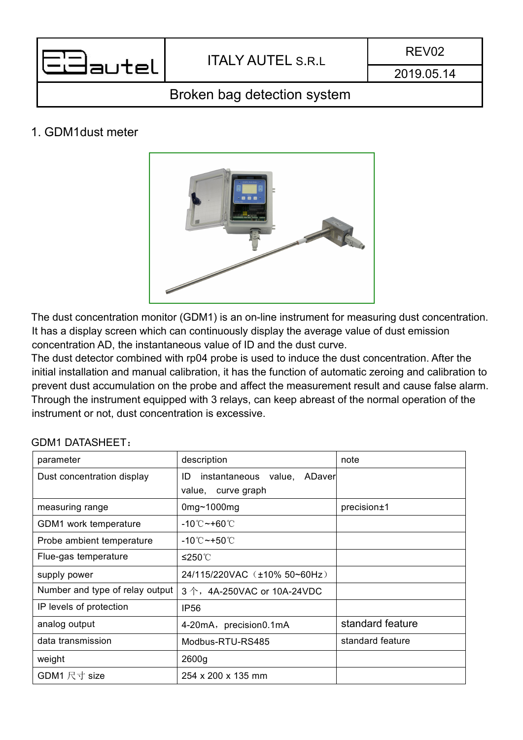| ITALY AUTEL S.R.L | REV02 |
|---|---|
| | 2019.05.14 |

# Broken bag detection system

## 1. GDM1dust meter

The dust concentration monitor (GDM1) is an on-line instrument for measuring dust concentration. It has a display screen which can continuously display the average value of dust emission concentration AD, the instantaneous value of ID and the dust curve.
The dust detector combined with rp04 probe is used to induce the dust concentration. After the initial installation and manual calibration, it has the function of automatic zeroing and calibration to prevent dust accumulation on the probe and affect the measurement result and cause false alarm.
Through the instrument equipped with 3 relays, can keep abreast of the normal operation of the instrument or not, dust concentration is excessive.

GDM1 DATASHEET：

| parameter | description | note |
|---|---|---|
| Dust concentration display | ID instantaneous value, ADaver value, curve graph | |
| measuring range | 0mg~1000mg | precision±1 |
| GDM1 work temperature | -10℃~+60℃ | |
| Probe ambient temperature | -10℃~+50℃ | |
| Flue-gas temperature | ≤250℃ | |
| supply power | 24/115/220VAC（±10% 50~60Hz） | |
| Number and type of relay output | 3 个，4A-250VAC or 10A-24VDC | |
| IP levels of protection | IP56 | |
| analog output | 4-20mA，precision0.1mA | standard feature |
| data transmission | Modbus-RTU-RS485 | standard feature |
| weight | 2600g | |
| GDM1 尺寸 size | 254 x 200 x 135 mm | |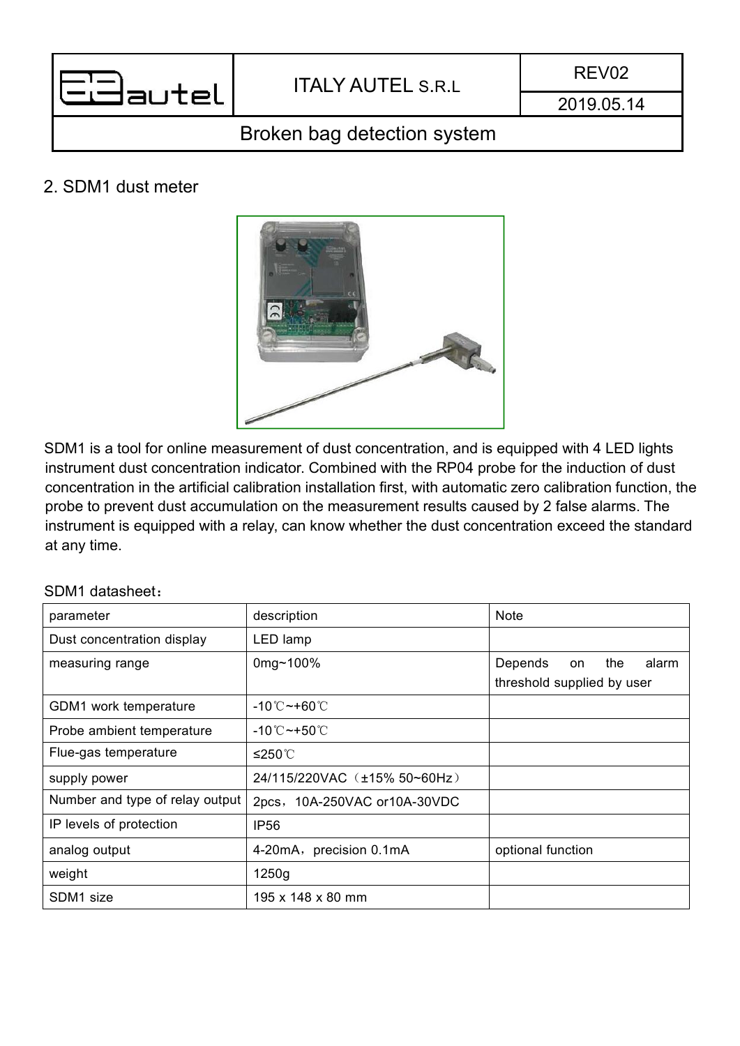## 2. SDM1 dust meter

SDM1 is a tool for online measurement of dust concentration, and is equipped with 4 LED lights instrument dust concentration indicator. Combined with the RP04 probe for the induction of dust concentration in the artificial calibration installation first, with automatic zero calibration function, the probe to prevent dust accumulation on the measurement results caused by 2 false alarms. The instrument is equipped with a relay, can know whether the dust concentration exceed the standard at any time.

SDM1 datasheet：

| parameter | description | Note |
|---|---|---|
| Dust concentration display | LED lamp | |
| measuring range | 0mg~100% | Depends on the alarm threshold supplied by user |
| GDM1 work temperature | -10℃~+60℃ | |
| Probe ambient temperature | -10℃~+50℃ | |
| Flue-gas temperature | ≤250℃ | |
| supply power | 24/115/220VAC（±15% 50~60Hz） | |
| Number and type of relay output | 2pcs，10A-250VAC or10A-30VDC | |
| IP levels of protection | IP56 | |
| analog output | 4-20mA，precision 0.1mA | optional function |
| weight | 1250g | |
| SDM1 size | 195 x 148 x 80 mm | |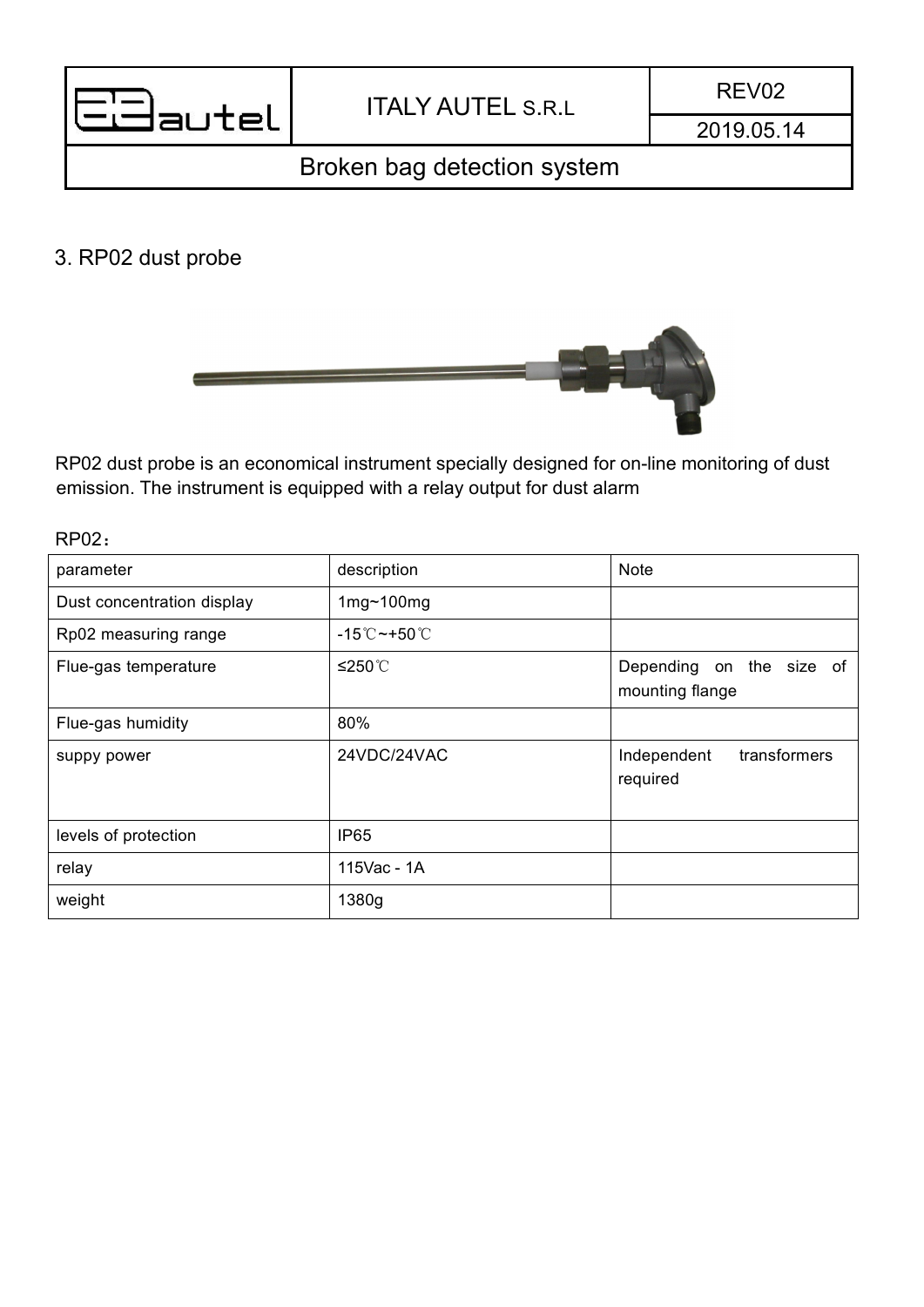## 3. RP02 dust probe

RP02 dust probe is an economical instrument specially designed for on-line monitoring of dust emission. The instrument is equipped with a relay output for dust alarm

RP02：

| parameter | description | Note |
|---|---|---|
| Dust concentration display | 1mg~100mg | |
| Rp02 measuring range | -15℃~+50℃ | |
| Flue-gas temperature | ≤250℃ | Depending on the size of mounting flange |
| Flue-gas humidity | 80% | |
| suppy power | 24VDC/24VAC | Independent transformers required |
| levels of protection | IP65 | |
| relay | 115Vac - 1A | |
| weight | 1380g | |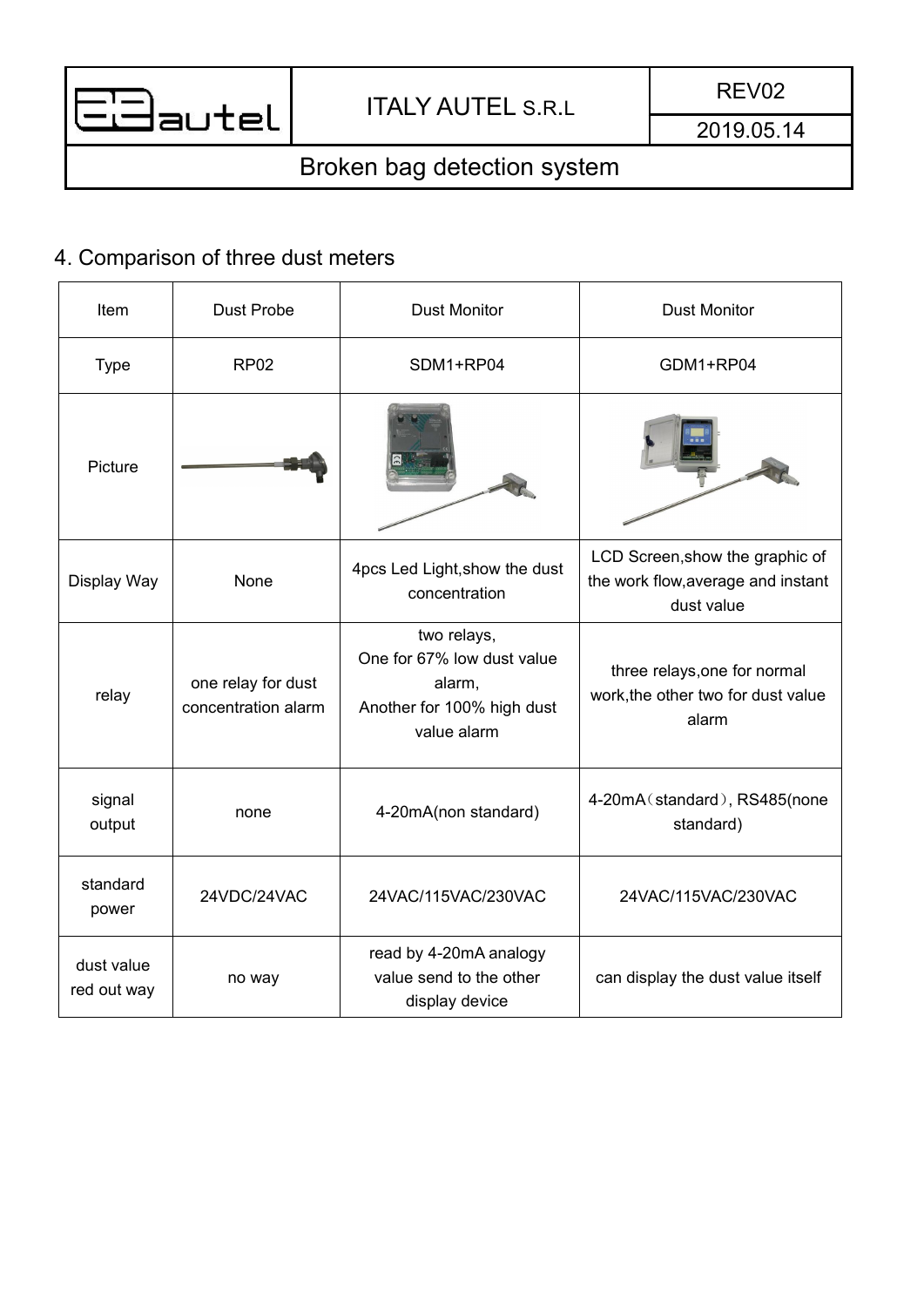## 4. Comparison of three dust meters

| Item | Dust Probe | Dust Monitor | Dust Monitor |
|---|---|---|---|
| Type | RP02 | SDM1+RP04 | GDM1+RP04 |
| Picture | | | |
| Display Way | None | 4pcs Led Light,show the dust concentration | LCD Screen,show the graphic of the work flow,average and instant dust value |
| relay | one relay for dust concentration alarm | two relays,<br>One for 67% low dust value alarm,<br>Another for 100% high dust value alarm | three relays,one for normal work,the other two for dust value alarm |
| signal output | none | 4-20mA(non standard) | 4-20mA（standard）, RS485(none standard) |
| standard power | 24VDC/24VAC | 24VAC/115VAC/230VAC | 24VAC/115VAC/230VAC |
| dust value red out way | no way | read by 4-20mA analogy value send to the other display device | can display the dust value itself |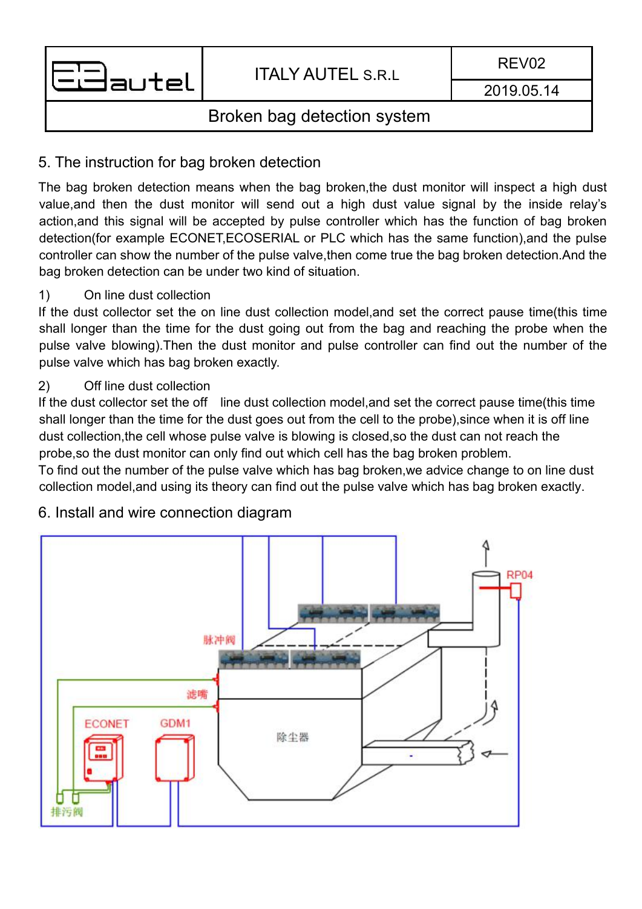## 5. The instruction for bag broken detection

The bag broken detection means when the bag broken,the dust monitor will inspect a high dust value,and then the dust monitor will send out a high dust value signal by the inside relay's action,and this signal will be accepted by pulse controller which has the function of bag broken detection(for example ECONET,ECOSERIAL or PLC which has the same function),and the pulse controller can show the number of the pulse valve,then come true the bag broken detection.And the bag broken detection can be under two kind of situation.

1) On line dust collection

If the dust collector set the on line dust collection model,and set the correct pause time(this time shall longer than the time for the dust going out from the bag and reaching the probe when the pulse valve blowing).Then the dust monitor and pulse controller can find out the number of the pulse valve which has bag broken exactly.

2) Off line dust collection

If the dust collector set the off line dust collection model,and set the correct pause time(this time shall longer than the time for the dust goes out from the cell to the probe),since when it is off line dust collection,the cell whose pulse valve is blowing is closed,so the dust can not reach the probe,so the dust monitor can only find out which cell has the bag broken problem.

To find out the number of the pulse valve which has bag broken,we advice change to on line dust collection model,and using its theory can find out the pulse valve which has bag broken exactly.

## 6. Install and wire connection diagram

RP04

脉冲阀

滤嘴

ECONET

GDM1

除尘器

排污阀